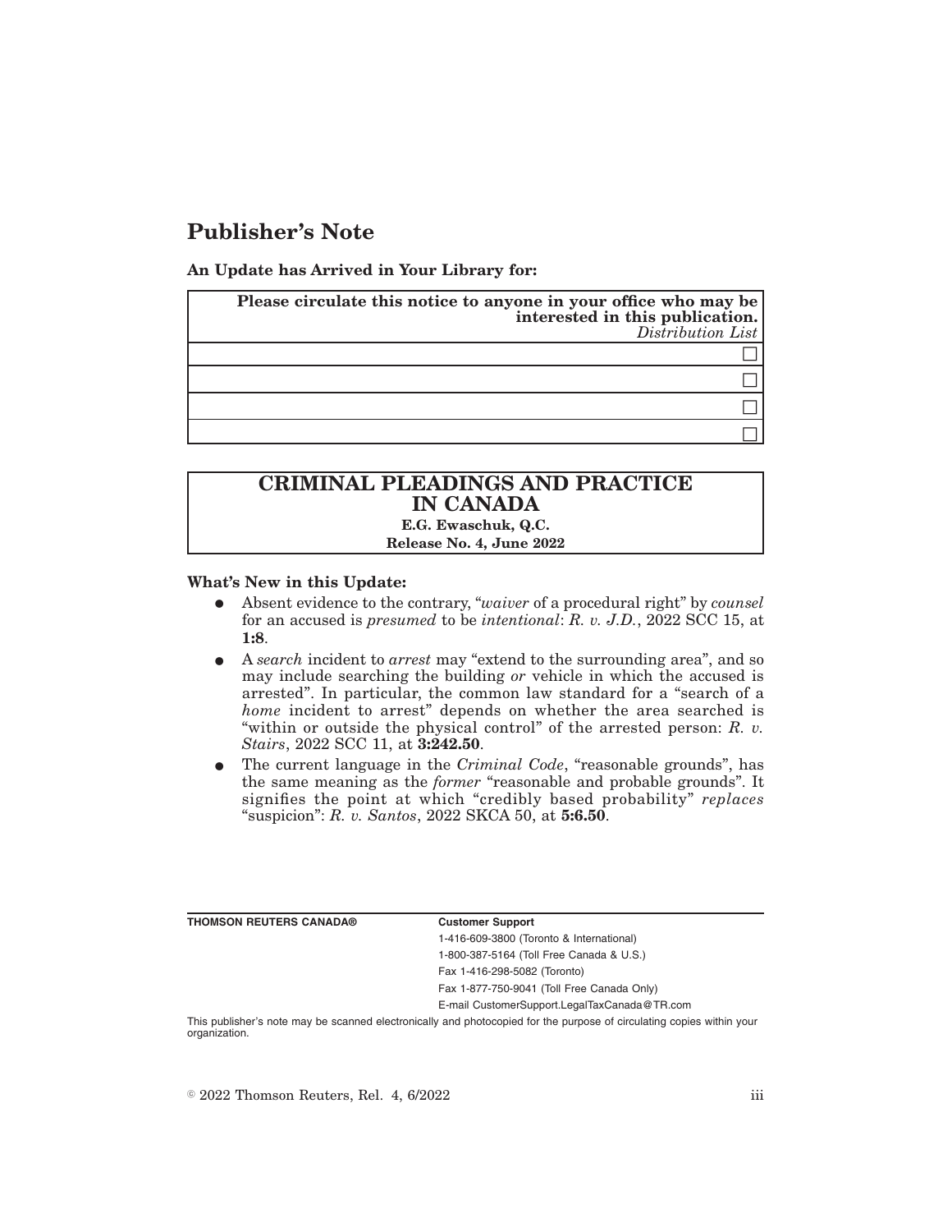# Publisher's Note

**An Update has Arrived in Your Library for:**

| **Please circulate this notice to anyone in your office who may be interested in this publication.** *Distribution List* |
|---|
| ☐ |
| ☐ |
| ☐ |
| ☐ |

## CRIMINAL PLEADINGS AND PRACTICE IN CANADA

**E.G. Ewaschuk, Q.C.**

**Release No. 4, June 2022**

**What's New in this Update:**

- Absent evidence to the contrary, "*waiver* of a procedural right" by *counsel* for an accused is *presumed* to be *intentional*: *R. v. J.D.*, 2022 SCC 15, at **1:8**.
- A *search* incident to *arrest* may "extend to the surrounding area", and so may include searching the building *or* vehicle in which the accused is arrested". In particular, the common law standard for a "search of a *home* incident to arrest" depends on whether the area searched is "within or outside the physical control" of the arrested person: *R. v. Stairs*, 2022 SCC 11, at **3:242.50**.
- The current language in the *Criminal Code*, "reasonable grounds", has the same meaning as the *former* "reasonable and probable grounds". It signifies the point at which "credibly based probability" *replaces* "suspicion": *R. v. Santos*, 2022 SKCA 50, at **5:6.50**.

**THOMSON REUTERS CANADA®**

**Customer Support**

1-416-609-3800 (Toronto & International)

1-800-387-5164 (Toll Free Canada & U.S.)

Fax 1-416-298-5082 (Toronto)

Fax 1-877-750-9041 (Toll Free Canada Only)

E-mail CustomerSupport.LegalTaxCanada@TR.com

This publisher's note may be scanned electronically and photocopied for the purpose of circulating copies within your organization.

© 2022 Thomson Reuters, Rel. 4, 6/2022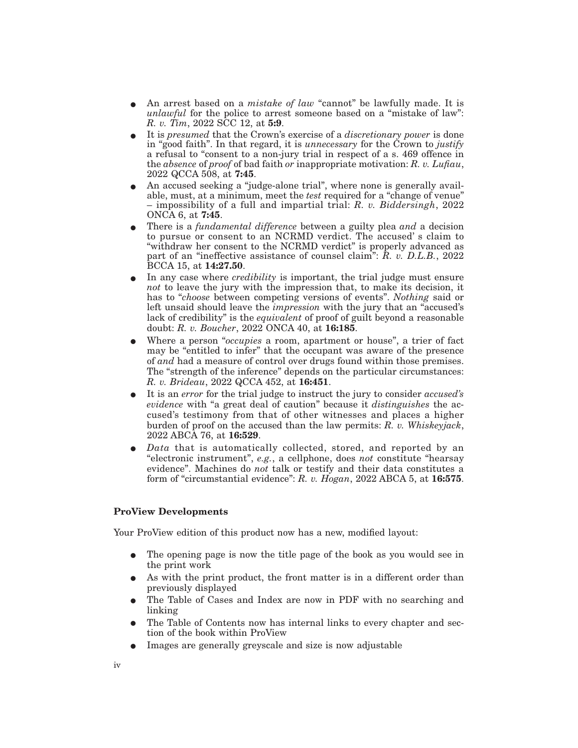- An arrest based on a *mistake of law* "cannot" be lawfully made. It is *unlawful* for the police to arrest someone based on a "mistake of law": *R. v. Tim*, 2022 SCC 12, at **5:9**.
- It is *presumed* that the Crown's exercise of a *discretionary power* is done in "good faith". In that regard, it is *unnecessary* for the Crown to *justify* a refusal to "consent to a non-jury trial in respect of a s. 469 offence in the *absence* of *proof* of bad faith *or* inappropriate motivation: *R. v. Lufiau*, 2022 QCCA 508, at **7:45**.
- An accused seeking a "judge-alone trial", where none is generally available, must, at a minimum, meet the *test* required for a "change of venue" – impossibility of a full and impartial trial: *R. v. Biddersingh*, 2022 ONCA 6, at **7:45**.
- There is a *fundamental difference* between a guilty plea *and* a decision to pursue or consent to an NCRMD verdict. The accused' s claim to "withdraw her consent to the NCRMD verdict" is properly advanced as part of an "ineffective assistance of counsel claim": *R. v. D.L.B.*, 2022 BCCA 15, at **14:27.50**.
- In any case where *credibility* is important, the trial judge must ensure *not* to leave the jury with the impression that, to make its decision, it has to "*choose* between competing versions of events". *Nothing* said or left unsaid should leave the *impression* with the jury that an "accused's lack of credibility" is the *equivalent* of proof of guilt beyond a reasonable doubt: *R. v. Boucher*, 2022 ONCA 40, at **16:185**.
- Where a person "*occupies* a room, apartment or house", a trier of fact may be "entitled to infer" that the occupant was aware of the presence of *and* had a measure of control over drugs found within those premises. The "strength of the inference" depends on the particular circumstances: *R. v. Brideau*, 2022 QCCA 452, at **16:451**.
- It is an *error* for the trial judge to instruct the jury to consider *accused's evidence* with "a great deal of caution" because it *distinguishes* the accused's testimony from that of other witnesses and places a higher burden of proof on the accused than the law permits: *R. v. Whiskeyjack*, 2022 ABCA 76, at **16:529**.
- *Data* that is automatically collected, stored, and reported by an "electronic instrument", *e.g.*, a cellphone, does *not* constitute "hearsay evidence". Machines do *not* talk or testify and their data constitutes a form of "circumstantial evidence": *R. v. Hogan*, 2022 ABCA 5, at **16:575**.

**ProView Developments**

Your ProView edition of this product now has a new, modified layout:

- The opening page is now the title page of the book as you would see in the print work
- As with the print product, the front matter is in a different order than previously displayed
- The Table of Cases and Index are now in PDF with no searching and linking
- The Table of Contents now has internal links to every chapter and section of the book within ProView
- Images are generally greyscale and size is now adjustable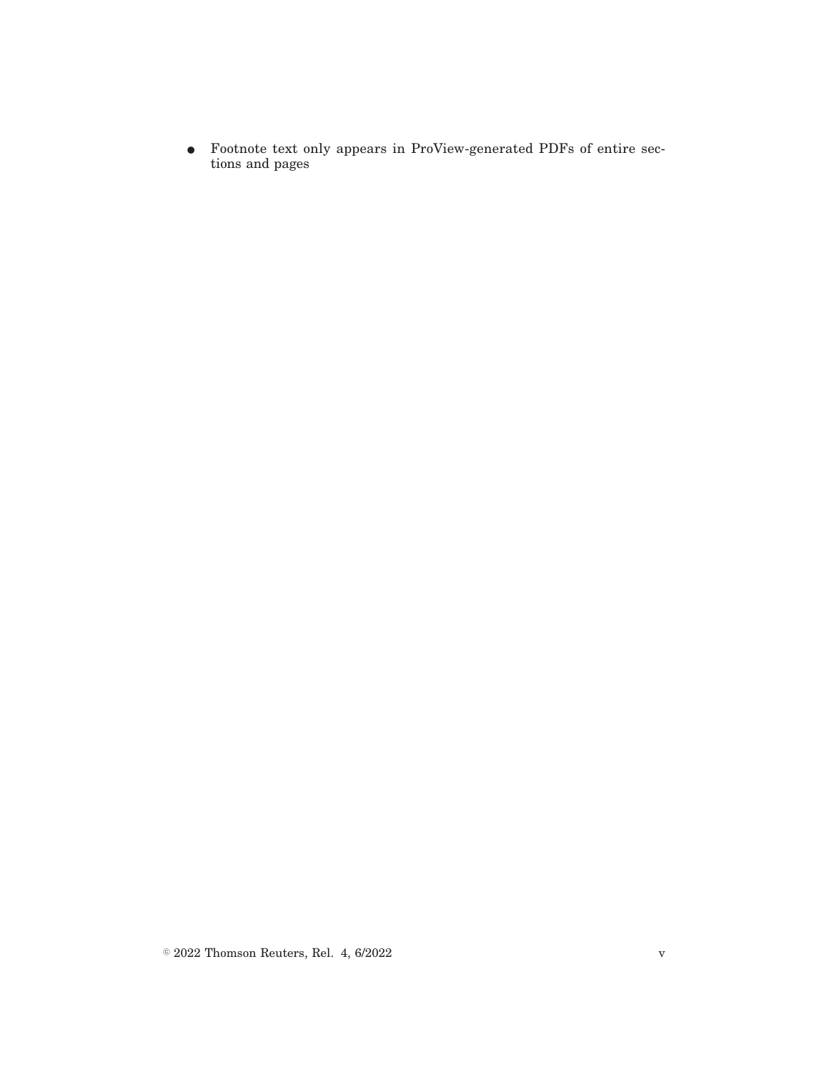- Footnote text only appears in ProView-generated PDFs of entire sections and pages